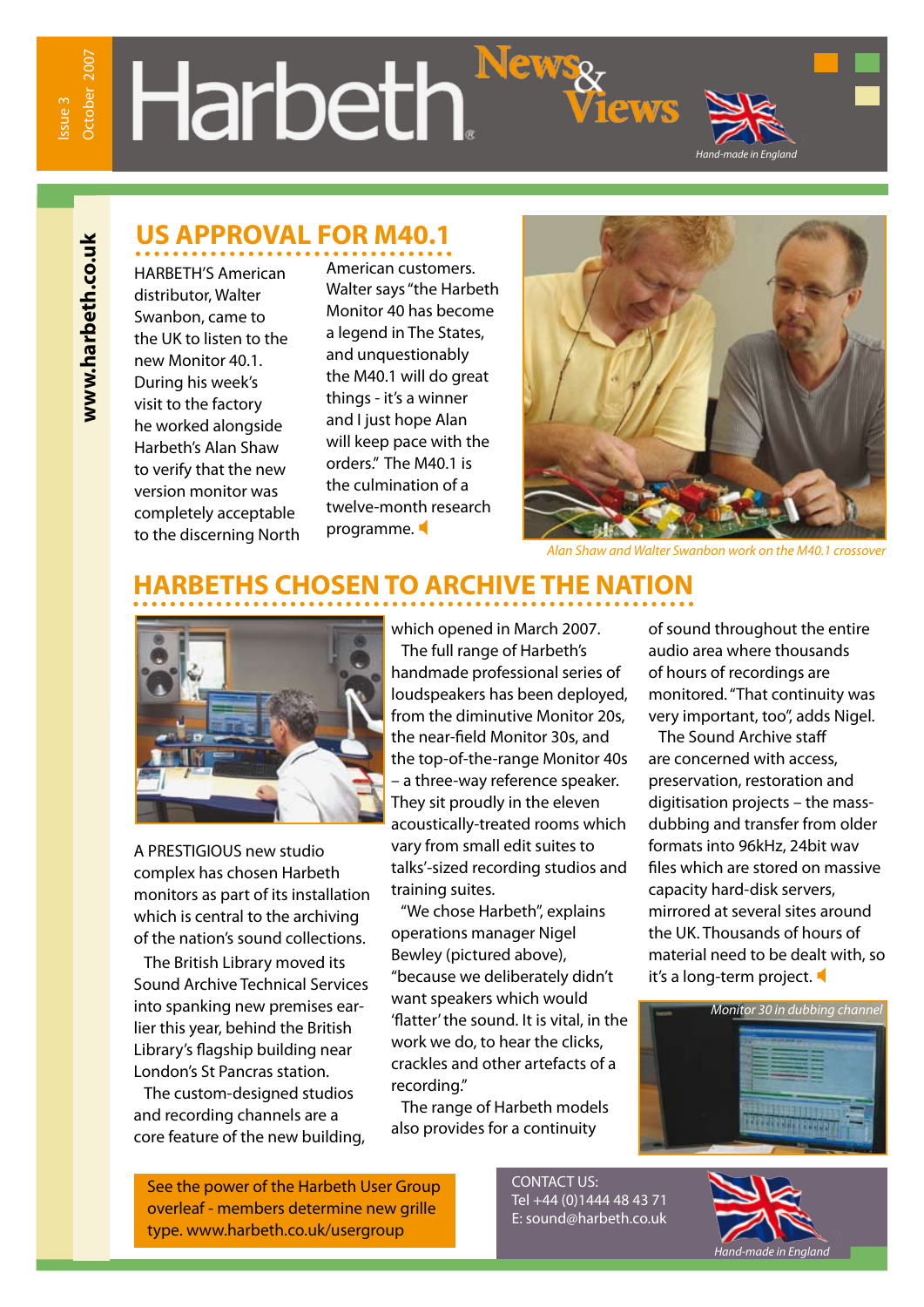# Harbeth News & Views

Issue 3 October 2007

www.harbeth.co.uk

*Hand-made in England*

## US APPROVAL FOR M40.1

HARBETH'S American distributor, Walter Swanbon, came to the UK to listen to the new Monitor 40.1. During his week's visit to the factory he worked alongside Harbeth's Alan Shaw to verify that the new version monitor was completely acceptable to the discerning North American customers. Walter says "the Harbeth Monitor 40 has become a legend in The States, and unquestionably the M40.1 will do great things - it's a winner and I just hope Alan will keep pace with the orders." The M40.1 is the culmination of a twelve-month research programme.

*Alan Shaw and Walter Swanbon work on the M40.1 crossover*

## HARBETHS CHOSEN TO ARCHIVE THE NATION

A PRESTIGIOUS new studio complex has chosen Harbeth monitors as part of its installation which is central to the archiving of the nation's sound collections.

The British Library moved its Sound Archive Technical Services into spanking new premises earlier this year, behind the British Library's flagship building near London's St Pancras station.

The custom-designed studios and recording channels are a core feature of the new building, which opened in March 2007.

The full range of Harbeth's handmade professional series of loudspeakers has been deployed, from the diminutive Monitor 20s, the near-field Monitor 30s, and the top-of-the-range Monitor 40s – a three-way reference speaker. They sit proudly in the eleven acoustically-treated rooms which vary from small edit suites to talks'-sized recording studios and training suites.

"We chose Harbeth", explains operations manager Nigel Bewley (pictured above), "because we deliberately didn't want speakers which would 'flatter' the sound. It is vital, in the work we do, to hear the clicks, crackles and other artefacts of a recording."

The range of Harbeth models also provides for a continuity of sound throughout the entire audio area where thousands of hours of recordings are monitored. "That continuity was very important, too", adds Nigel.

The Sound Archive staff are concerned with access, preservation, restoration and digitisation projects – the mass-dubbing and transfer from older formats into 96kHz, 24bit wav files which are stored on massive capacity hard-disk servers, mirrored at several sites around the UK. Thousands of hours of material need to be dealt with, so it's a long-term project.

*Monitor 30 in dubbing channel*

See the power of the Harbeth User Group overleaf - members determine new grille type. www.harbeth.co.uk/usergroup

CONTACT US:
Tel +44 (0)1444 48 43 71
E: sound@harbeth.co.uk

*Hand-made in England*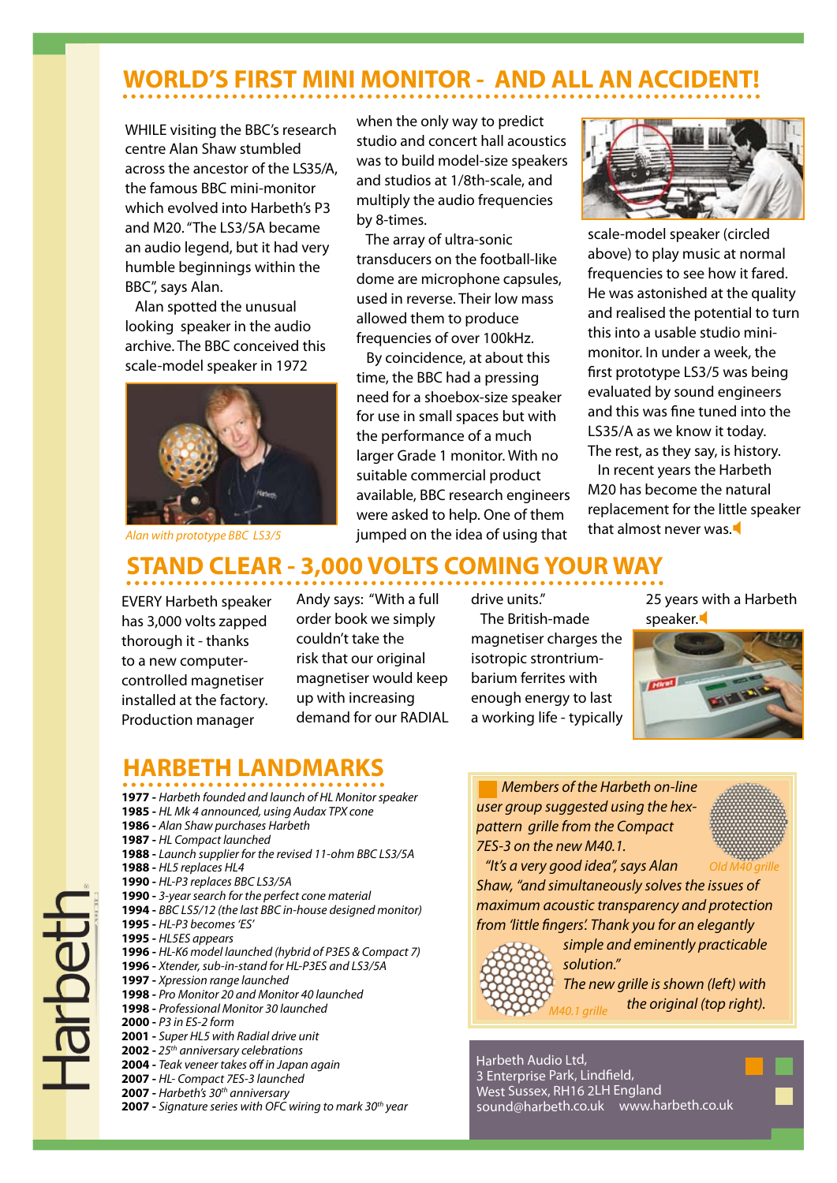## WORLD'S FIRST MINI MONITOR - AND ALL AN ACCIDENT!

WHILE visiting the BBC's research centre Alan Shaw stumbled across the ancestor of the LS35/A, the famous BBC mini-monitor which evolved into Harbeth's P3 and M20. "The LS3/5A became an audio legend, but it had very humble beginnings within the BBC", says Alan.

Alan spotted the unusual looking speaker in the audio archive. The BBC conceived this scale-model speaker in 1972 when the only way to predict studio and concert hall acoustics was to build model-size speakers and studios at 1/8th-scale, and multiply the audio frequencies by 8-times.

*Alan with prototype BBC LS3/5*

The array of ultra-sonic transducers on the football-like dome are microphone capsules, used in reverse. Their low mass allowed them to produce frequencies of over 100kHz.

By coincidence, at about this time, the BBC had a pressing need for a shoebox-size speaker for use in small spaces but with the performance of a much larger Grade 1 monitor. With no suitable commercial product available, BBC research engineers were asked to help. One of them jumped on the idea of using that scale-model speaker (circled above) to play music at normal frequencies to see how it fared. He was astonished at the quality and realised the potential to turn this into a usable studio mini-monitor. In under a week, the first prototype LS3/5 was being evaluated by sound engineers and this was fine tuned into the LS35/A as we know it today. The rest, as they say, is history.

In recent years the Harbeth M20 has become the natural replacement for the little speaker that almost never was.

## STAND CLEAR - 3,000 VOLTS COMING YOUR WAY

EVERY Harbeth speaker has 3,000 volts zapped thorough it - thanks to a new computer-controlled magnetiser installed at the factory. Production manager Andy says: "With a full order book we simply couldn't take the risk that our original magnetiser would keep up with increasing demand for our RADIAL drive units."

The British-made magnetiser charges the isotropic strontrium-barium ferrites with enough energy to last a working life - typically 25 years with a Harbeth speaker.

## HARBETH LANDMARKS

**1977** - *Harbeth founded and launch of HL Monitor speaker*
**1985** - *HL Mk 4 announced, using Audax TPX cone*
**1986** - *Alan Shaw purchases Harbeth*
**1987** - *HL Compact launched*
**1988** - *Launch supplier for the revised 11-ohm BBC LS3/5A*
**1988** - *HL5 replaces HL4*
**1990** - *HL-P3 replaces BBC LS3/5A*
**1990** - *3-year search for the perfect cone material*
**1994** - *BBC LS5/12 (the last BBC in-house designed monitor)*
**1995** - *HL-P3 becomes 'ES'*
**1995** - *HL5ES appears*
**1996** - *HL-K6 model launched (hybrid of P3ES & Compact 7)*
**1996** - *Xtender, sub-in-stand for HL-P3ES and LS3/5A*
**1997** - *Xpression range launched*
**1998** - *Pro Monitor 20 and Monitor 40 launched*
**1998** - *Professional Monitor 30 launched*
**2000** - *P3 in ES-2 form*
**2001** - *Super HL5 with Radial drive unit*
**2002** - *25th anniversary celebrations*
**2004** - *Teak veneer takes off in Japan again*
**2007** - *HL- Compact 7ES-3 launched*
**2007** - *Harbeth's 30th anniversary*
**2007** - *Signature series with OFC wiring to mark 30th year*

*Members of the Harbeth on-line user group suggested using the hex-pattern grille from the Compact 7ES-3 on the new M40.1.*

*"It's a very good idea", says Alan Shaw, "and simultaneously solves the issues of maximum acoustic transparency and protection from 'little fingers'. Thank you for an elegantly simple and eminently practicable solution."*

*The new grille is shown (left) with the original (top right).*

*Old M40 grille*

*M40.1 grille*

Harbeth Audio Ltd,
3 Enterprise Park, Lindfield,
West Sussex, RH16 2LH England
sound@harbeth.co.uk www.harbeth.co.uk